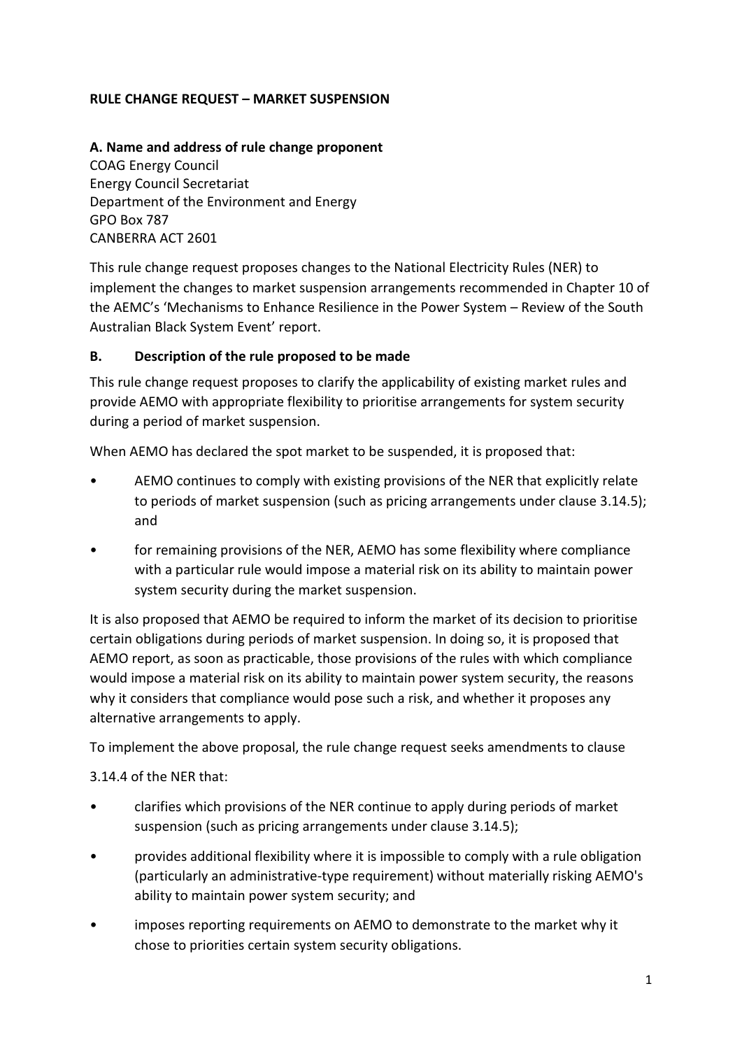**RULE CHANGE REQUEST – MARKET SUSPENSION**

**A. Name and address of rule change proponent**

COAG Energy Council
Energy Council Secretariat
Department of the Environment and Energy
GPO Box 787
CANBERRA ACT 2601

This rule change request proposes changes to the National Electricity Rules (NER) to implement the changes to market suspension arrangements recommended in Chapter 10 of the AEMC's 'Mechanisms to Enhance Resilience in the Power System – Review of the South Australian Black System Event' report.

**B. Description of the rule proposed to be made**

This rule change request proposes to clarify the applicability of existing market rules and provide AEMO with appropriate flexibility to prioritise arrangements for system security during a period of market suspension.

When AEMO has declared the spot market to be suspended, it is proposed that:

- AEMO continues to comply with existing provisions of the NER that explicitly relate to periods of market suspension (such as pricing arrangements under clause 3.14.5); and
- for remaining provisions of the NER, AEMO has some flexibility where compliance with a particular rule would impose a material risk on its ability to maintain power system security during the market suspension.

It is also proposed that AEMO be required to inform the market of its decision to prioritise certain obligations during periods of market suspension. In doing so, it is proposed that AEMO report, as soon as practicable, those provisions of the rules with which compliance would impose a material risk on its ability to maintain power system security, the reasons why it considers that compliance would pose such a risk, and whether it proposes any alternative arrangements to apply.

To implement the above proposal, the rule change request seeks amendments to clause

3.14.4 of the NER that:

- clarifies which provisions of the NER continue to apply during periods of market suspension (such as pricing arrangements under clause 3.14.5);
- provides additional flexibility where it is impossible to comply with a rule obligation (particularly an administrative-type requirement) without materially risking AEMO's ability to maintain power system security; and
- imposes reporting requirements on AEMO to demonstrate to the market why it chose to priorities certain system security obligations.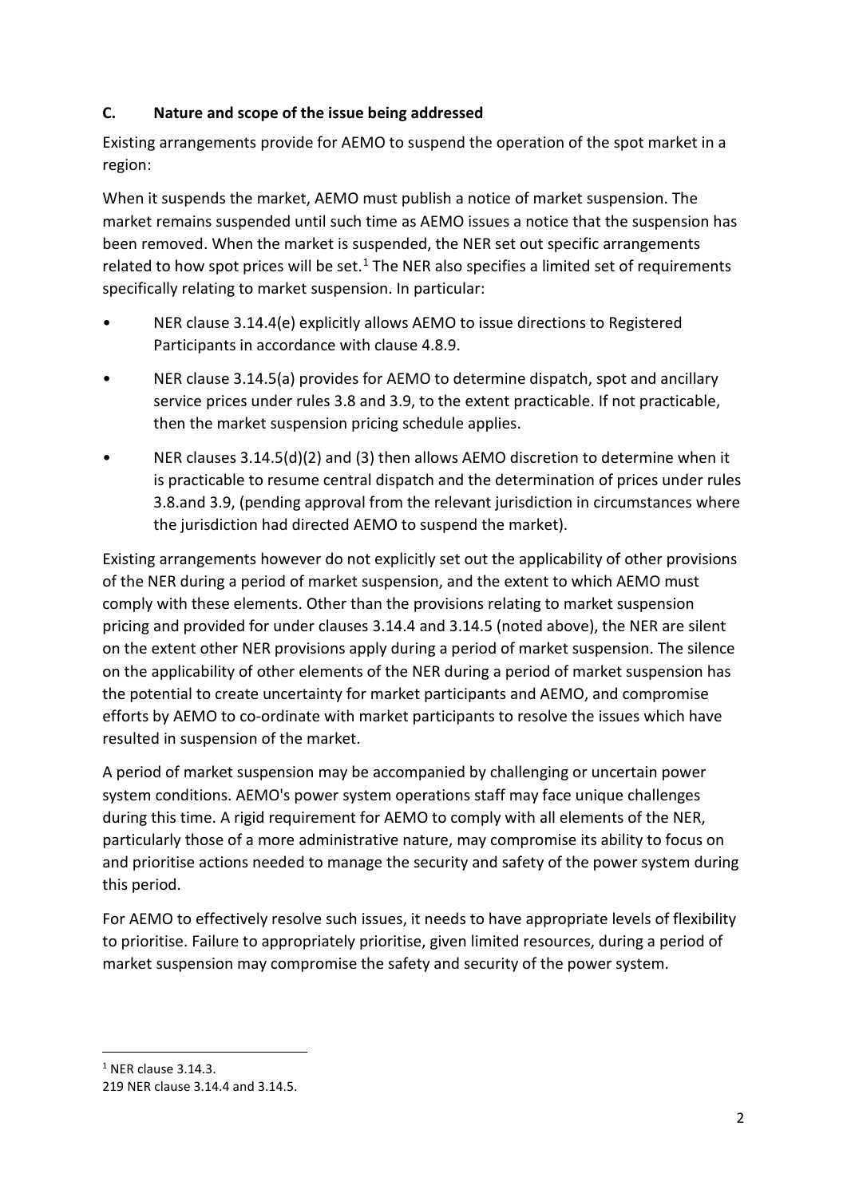### C. Nature and scope of the issue being addressed

Existing arrangements provide for AEMO to suspend the operation of the spot market in a region:

When it suspends the market, AEMO must publish a notice of market suspension. The market remains suspended until such time as AEMO issues a notice that the suspension has been removed. When the market is suspended, the NER set out specific arrangements related to how spot prices will be set.[1] The NER also specifies a limited set of requirements specifically relating to market suspension. In particular:

- NER clause 3.14.4(e) explicitly allows AEMO to issue directions to Registered Participants in accordance with clause 4.8.9.
- NER clause 3.14.5(a) provides for AEMO to determine dispatch, spot and ancillary service prices under rules 3.8 and 3.9, to the extent practicable. If not practicable, then the market suspension pricing schedule applies.
- NER clauses 3.14.5(d)(2) and (3) then allows AEMO discretion to determine when it is practicable to resume central dispatch and the determination of prices under rules 3.8.and 3.9, (pending approval from the relevant jurisdiction in circumstances where the jurisdiction had directed AEMO to suspend the market).

Existing arrangements however do not explicitly set out the applicability of other provisions of the NER during a period of market suspension, and the extent to which AEMO must comply with these elements. Other than the provisions relating to market suspension pricing and provided for under clauses 3.14.4 and 3.14.5 (noted above), the NER are silent on the extent other NER provisions apply during a period of market suspension. The silence on the applicability of other elements of the NER during a period of market suspension has the potential to create uncertainty for market participants and AEMO, and compromise efforts by AEMO to co-ordinate with market participants to resolve the issues which have resulted in suspension of the market.

A period of market suspension may be accompanied by challenging or uncertain power system conditions. AEMO's power system operations staff may face unique challenges during this time. A rigid requirement for AEMO to comply with all elements of the NER, particularly those of a more administrative nature, may compromise its ability to focus on and prioritise actions needed to manage the security and safety of the power system during this period.

For AEMO to effectively resolve such issues, it needs to have appropriate levels of flexibility to prioritise. Failure to appropriately prioritise, given limited resources, during a period of market suspension may compromise the safety and security of the power system.

---

[1] NER clause 3.14.3.

219 NER clause 3.14.4 and 3.14.5.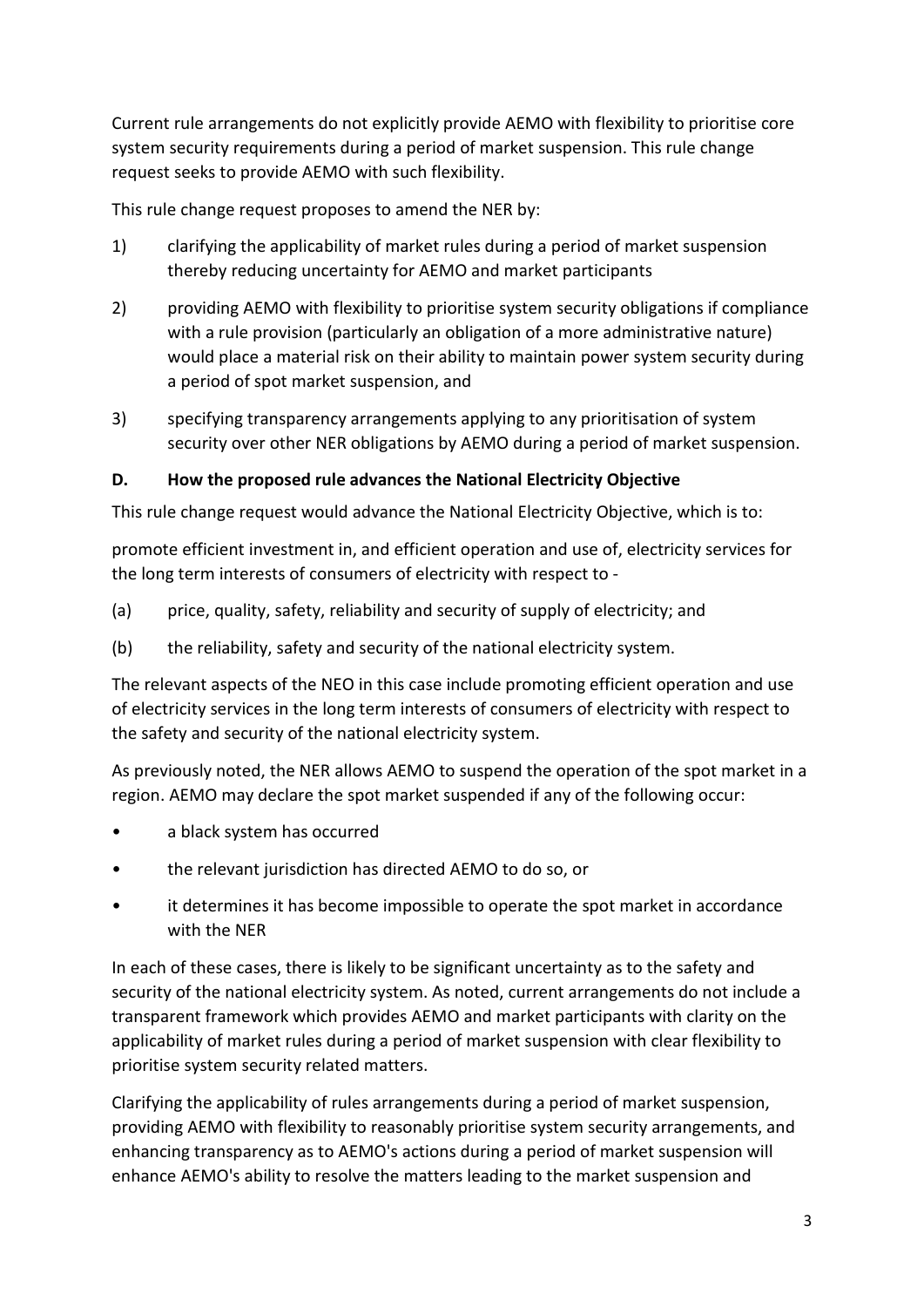Current rule arrangements do not explicitly provide AEMO with flexibility to prioritise core system security requirements during a period of market suspension. This rule change request seeks to provide AEMO with such flexibility.

This rule change request proposes to amend the NER by:

1) clarifying the applicability of market rules during a period of market suspension thereby reducing uncertainty for AEMO and market participants
2) providing AEMO with flexibility to prioritise system security obligations if compliance with a rule provision (particularly an obligation of a more administrative nature) would place a material risk on their ability to maintain power system security during a period of spot market suspension, and
3) specifying transparency arrangements applying to any prioritisation of system security over other NER obligations by AEMO during a period of market suspension.

### D. How the proposed rule advances the National Electricity Objective

This rule change request would advance the National Electricity Objective, which is to:

promote efficient investment in, and efficient operation and use of, electricity services for the long term interests of consumers of electricity with respect to -

(a) price, quality, safety, reliability and security of supply of electricity; and

(b) the reliability, safety and security of the national electricity system.

The relevant aspects of the NEO in this case include promoting efficient operation and use of electricity services in the long term interests of consumers of electricity with respect to the safety and security of the national electricity system.

As previously noted, the NER allows AEMO to suspend the operation of the spot market in a region. AEMO may declare the spot market suspended if any of the following occur:

- a black system has occurred
- the relevant jurisdiction has directed AEMO to do so, or
- it determines it has become impossible to operate the spot market in accordance with the NER

In each of these cases, there is likely to be significant uncertainty as to the safety and security of the national electricity system. As noted, current arrangements do not include a transparent framework which provides AEMO and market participants with clarity on the applicability of market rules during a period of market suspension with clear flexibility to prioritise system security related matters.

Clarifying the applicability of rules arrangements during a period of market suspension, providing AEMO with flexibility to reasonably prioritise system security arrangements, and enhancing transparency as to AEMO's actions during a period of market suspension will enhance AEMO's ability to resolve the matters leading to the market suspension and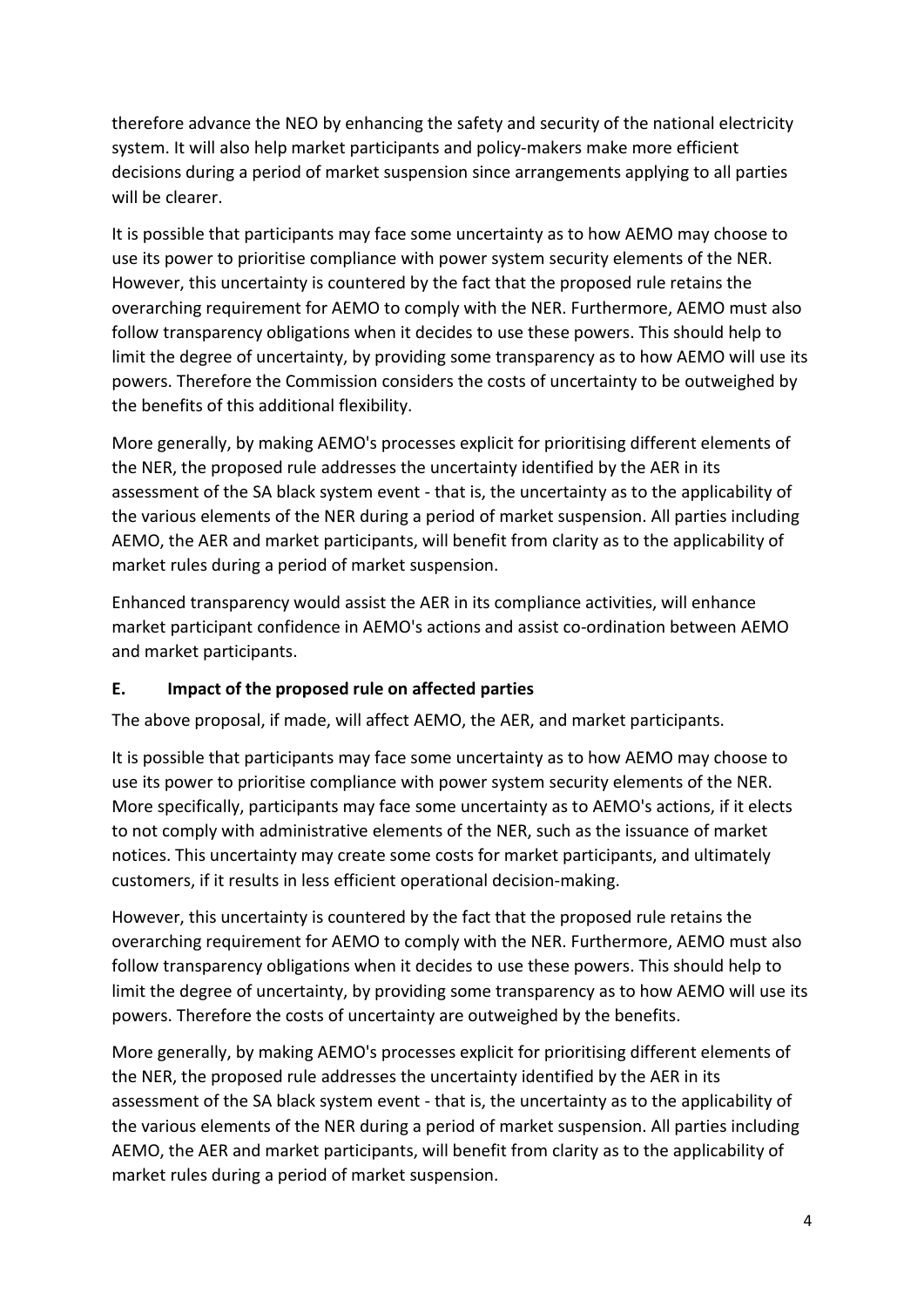therefore advance the NEO by enhancing the safety and security of the national electricity system. It will also help market participants and policy-makers make more efficient decisions during a period of market suspension since arrangements applying to all parties will be clearer.

It is possible that participants may face some uncertainty as to how AEMO may choose to use its power to prioritise compliance with power system security elements of the NER. However, this uncertainty is countered by the fact that the proposed rule retains the overarching requirement for AEMO to comply with the NER. Furthermore, AEMO must also follow transparency obligations when it decides to use these powers. This should help to limit the degree of uncertainty, by providing some transparency as to how AEMO will use its powers. Therefore the Commission considers the costs of uncertainty to be outweighed by the benefits of this additional flexibility.

More generally, by making AEMO's processes explicit for prioritising different elements of the NER, the proposed rule addresses the uncertainty identified by the AER in its assessment of the SA black system event - that is, the uncertainty as to the applicability of the various elements of the NER during a period of market suspension. All parties including AEMO, the AER and market participants, will benefit from clarity as to the applicability of market rules during a period of market suspension.

Enhanced transparency would assist the AER in its compliance activities, will enhance market participant confidence in AEMO's actions and assist co-ordination between AEMO and market participants.

## E. Impact of the proposed rule on affected parties

The above proposal, if made, will affect AEMO, the AER, and market participants.

It is possible that participants may face some uncertainty as to how AEMO may choose to use its power to prioritise compliance with power system security elements of the NER. More specifically, participants may face some uncertainty as to AEMO's actions, if it elects to not comply with administrative elements of the NER, such as the issuance of market notices. This uncertainty may create some costs for market participants, and ultimately customers, if it results in less efficient operational decision-making.

However, this uncertainty is countered by the fact that the proposed rule retains the overarching requirement for AEMO to comply with the NER. Furthermore, AEMO must also follow transparency obligations when it decides to use these powers. This should help to limit the degree of uncertainty, by providing some transparency as to how AEMO will use its powers. Therefore the costs of uncertainty are outweighed by the benefits.

More generally, by making AEMO's processes explicit for prioritising different elements of the NER, the proposed rule addresses the uncertainty identified by the AER in its assessment of the SA black system event - that is, the uncertainty as to the applicability of the various elements of the NER during a period of market suspension. All parties including AEMO, the AER and market participants, will benefit from clarity as to the applicability of market rules during a period of market suspension.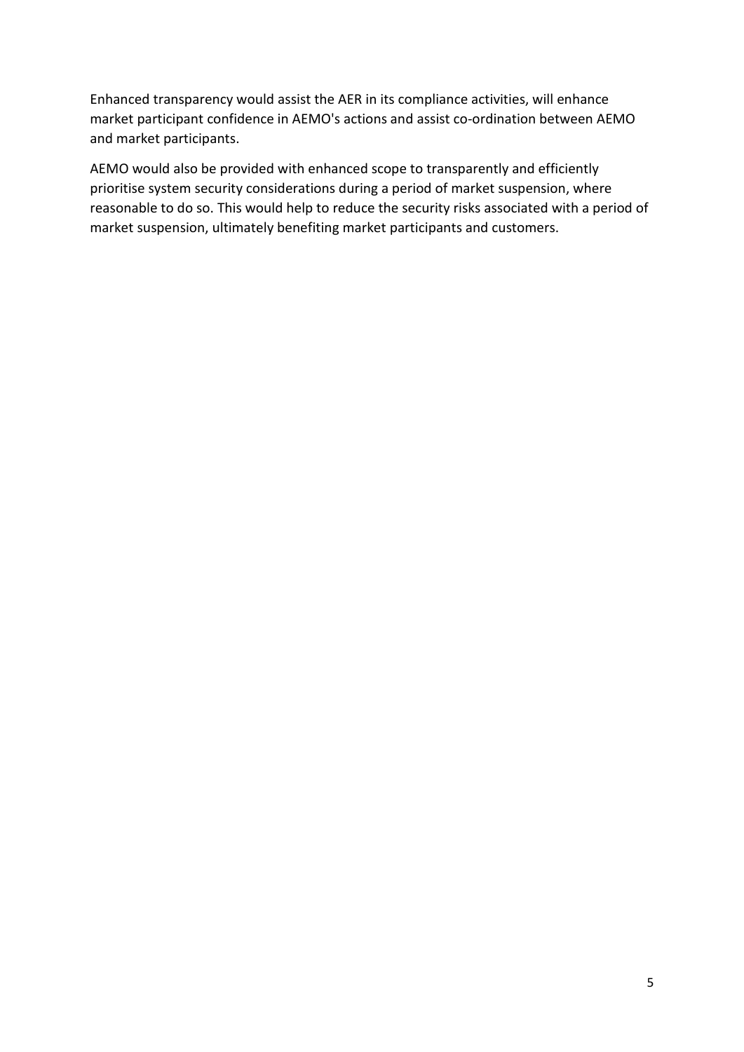Enhanced transparency would assist the AER in its compliance activities, will enhance market participant confidence in AEMO's actions and assist co-ordination between AEMO and market participants.

AEMO would also be provided with enhanced scope to transparently and efficiently prioritise system security considerations during a period of market suspension, where reasonable to do so. This would help to reduce the security risks associated with a period of market suspension, ultimately benefiting market participants and customers.